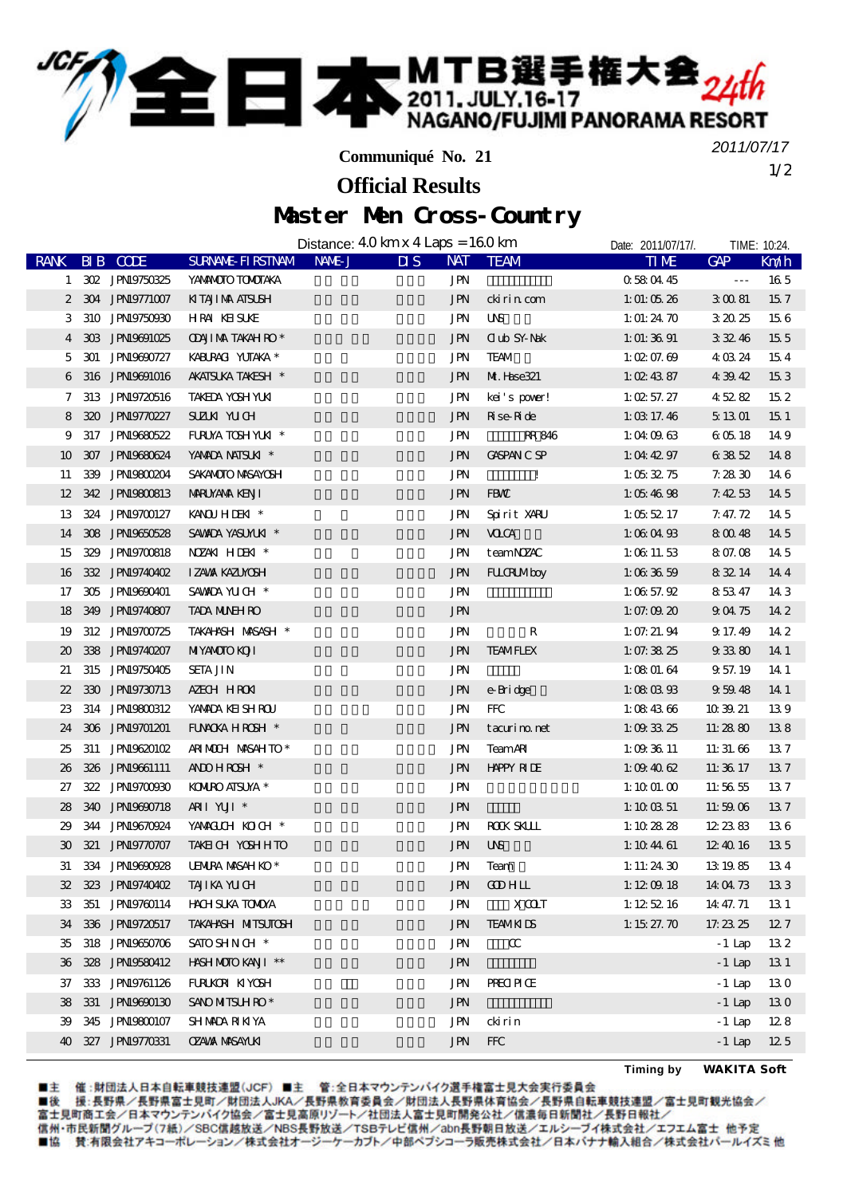# 全日本MTB選手権大会 24th

2011.JULY.16-17
NAGANO/FUJIMI PANORAMA RESORT

**Communiqué No. 21**

2011/07/17

## Official Results

## Master Men Cross-Country

Distance: 4.0 km x 4 Laps = 16.0 km

Date: 2011/07/17/. TIME: 10:24.

| RANK | BIB | CODE | SURNAME-FIRSTNAME | NAME-J | DIS | NAT | TEAM | TIME | GAP | Km/h |
|---|---|---|---|---|---|---|---|---|---|---|
| 1 | 302 | JPN19750325 | YAMAMOTO TOMOTAKA | | | JPN | | 0:58:04.45 | --- | 16.5 |
| 2 | 304 | JPN19771007 | KITAJIMA ATSUSHI | | | JPN | ckirin.com | 1:01:05.26 | 3:00.81 | 15.7 |
| 3 | 310 | JPN19750930 | HIRAI KEISUKE | | | JPN | UNS | 1:01:24.70 | 3:20.25 | 15.6 |
| 4 | 303 | JPN19691025 | ODAJIMA TAKAHIRO * | | | JPN | Club SY-Nak | 1:01:36.91 | 3:32.46 | 15.5 |
| 5 | 301 | JPN19690727 | KABURAGI YUTAKA * | | | JPN | TEAM | 1:02:07.69 | 4:03.24 | 15.4 |
| 6 | 316 | JPN19691016 | AKATSUKA TAKESHI * | | | JPN | Mt.Hase321 | 1:02:43.87 | 4:39.42 | 15.3 |
| 7 | 313 | JPN19720516 | TAKEDA YOSHIYUKI | | | JPN | kei's power! | 1:02:57.27 | 4:52.82 | 15.2 |
| 8 | 320 | JPN19770227 | SUZUKI YUICHI | | | JPN | Rise-Ride | 1:03:17.46 | 5:13.01 | 15.1 |
| 9 | 317 | JPN19680522 | FURUYA TOSHIYUKI * | | | JPN | RR_846 | 1:04:09.63 | 6:05.18 | 14.9 |
| 10 | 307 | JPN19680624 | YAMADA NATSUKI * | | | JPN | GASPANIC SP | 1:04:42.97 | 6:38.52 | 14.8 |
| 11 | 339 | JPN19800204 | SAKAMOTO MASAYOSHI | | | JPN | ! | 1:05:32.75 | 7:28.30 | 14.6 |
| 12 | 342 | JPN19800813 | MARUYAMA KENJI | | | JPN | FBWC | 1:05:46.98 | 7:42.53 | 14.5 |
| 13 | 324 | JPN19700127 | KANOU HIDEKI * | | | JPN | Spirit XARU | 1:05:52.17 | 7:47.72 | 14.5 |
| 14 | 308 | JPN19650528 | SAWADA YASUYUKI * | | | JPN | VOLCA | 1:06:04.93 | 8:00.48 | 14.5 |
| 15 | 329 | JPN19700818 | NOZAKI HIDEKI * | | | JPN | teamNOZAC | 1:06:11.53 | 8:07.08 | 14.5 |
| 16 | 332 | JPN19740402 | IZAWA KAZUYOSHI | | | JPN | FULCRUMboy | 1:06:36.59 | 8:32.14 | 14.4 |
| 17 | 305 | JPN19690401 | SAWADA YUICHI * | | | JPN | | 1:06:57.92 | 8:53.47 | 14.3 |
| 18 | 349 | JPN19740807 | TADA MUNEHIRO | | | JPN | | 1:07:09.20 | 9:04.75 | 14.2 |
| 19 | 312 | JPN19700725 | TAKAHASHI MASASHI * | | | JPN | R | 1:07:21.94 | 9:17.49 | 14.2 |
| 20 | 338 | JPN19740207 | MIYAMOTO KOJI | | | JPN | TEAM FLEX | 1:07:38.25 | 9:33.80 | 14.1 |
| 21 | 315 | JPN19750405 | SETA JIN | | | JPN | | 1:08:01.64 | 9:57.19 | 14.1 |
| 22 | 330 | JPN19730713 | AZECHI HIROKI | | | JPN | e-Bridge | 1:08:03.93 | 9:59.48 | 14.1 |
| 23 | 314 | JPN19800312 | YAMADA KEISHIROU | | | JPN | FFC | 1:08:43.66 | 10:39.21 | 13.9 |
| 24 | 306 | JPN19701201 | FUNAOKA HIROSHI * | | | JPN | tacurino.net | 1:09:33.25 | 11:28.80 | 13.8 |
| 25 | 311 | JPN19620102 | ARIMOCHI MASAHITO * | | | JPN | TeamARI | 1:09:36.11 | 11:31.66 | 13.7 |
| 26 | 326 | JPN19661111 | ANDO HIROSHI * | | | JPN | HAPPY RIDE | 1:09:40.62 | 11:36.17 | 13.7 |
| 27 | 322 | JPN19700930 | KOMURO ATSUYA * | | | JPN | | 1:10:01.00 | 11:56.55 | 13.7 |
| 28 | 340 | JPN19690718 | ARII YUJI * | | | JPN | | 1:10:03.51 | 11:59.06 | 13.7 |
| 29 | 344 | JPN19670924 | YAMAGUCHI KOICHI * | | | JPN | ROCK SKULL | 1:10:28.28 | 12:23.83 | 13.6 |
| 30 | 321 | JPN19770707 | TAKEICHI YOSHIHITO | | | JPN | UNS | 1:10:44.61 | 12:40.16 | 13.5 |
| 31 | 334 | JPN19690928 | UEMURA MASAHIKO * | | | JPN | Team | 1:11:24.30 | 13:19.85 | 13.4 |
| 32 | 323 | JPN19740402 | TAJIKA YUICHI | | | JPN | GOD HILL | 1:12:09.18 | 14:04.73 | 13.3 |
| 33 | 351 | JPN19760114 | HACHISUKA TOMOYA | | | JPN | X COLT | 1:12:52.16 | 14:47.71 | 13.1 |
| 34 | 336 | JPN19720517 | TAKAHASHI MITSUTOSHI | | | JPN | TEAM KIDS | 1:15:27.70 | 17:23.25 | 12.7 |
| 35 | 318 | JPN19650706 | SATO SHINICHI * | | | JPN | CC | | -1 Lap | 13.2 |
| 36 | 328 | JPN19580412 | HASHIMOTO KANJI ** | | | JPN | | | -1 Lap | 13.1 |
| 37 | 333 | JPN19761126 | FURUKORI KIYOSHI | | | JPN | PRECIPICE | | -1 Lap | 13.0 |
| 38 | 331 | JPN19690130 | SANO MITSUHIRO * | | | JPN | | | -1 Lap | 13.0 |
| 39 | 345 | JPN19800107 | SHIMADA RIKIYA | | | JPN | ckirin | | -1 Lap | 12.8 |
| 40 | 327 | JPN19770331 | OZAWA MASAYUKI | | | JPN | FFC | | -1 Lap | 12.5 |

Timing by WAKITA Soft

■主 催:財団法人日本自転車競技連盟(JCF) ■主 管:全日本マウンテンバイク選手権富士見大会実行委員会
■後 援:長野県/長野県富士見町/財団法人JKA/長野県教育委員会/財団法人長野県体育協会/長野県自転車競技連盟/富士見町観光協会/富士見町商工会/日本マウンテンバイク協会/富士見高原リゾート/社団法人富士見町開発公社/信濃毎日新聞社/長野日報社/信州・市民新聞グループ(7紙)/SBC信越放送/NBS長野放送/TSBテレビ信州/abn長野朝日放送/エルシーブイ株式会社/エフエム富士 他予定
■協 賛:有限会社アキコーポレーション/株式会社オージーケーカブト/中部ペプシコーラ販売株式会社/日本バナナ輸入組合/株式会社パールイズミ 他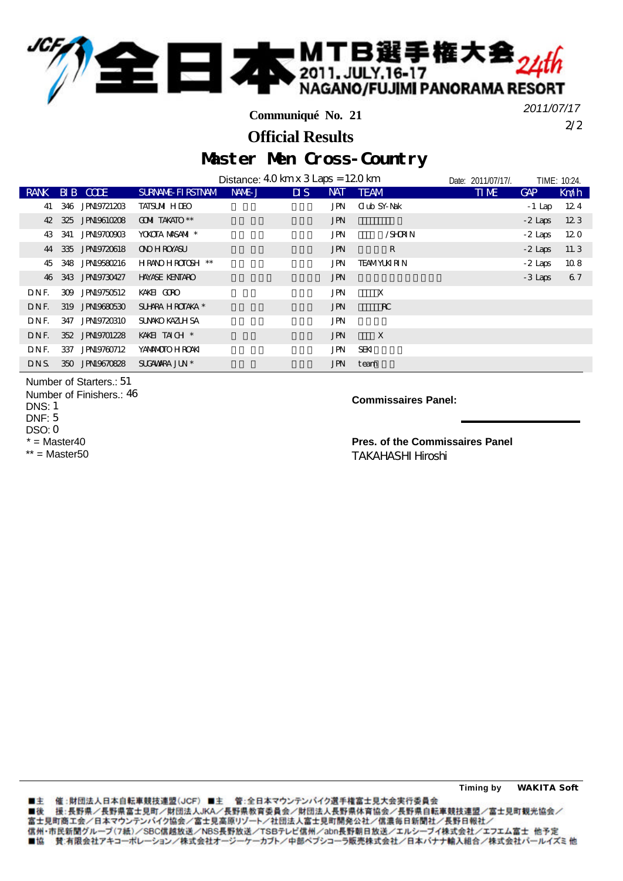# 全日本MTB選手権大会 24th

2011. JULY, 16-17
NAGANO/FUJIMI PANORAMA RESORT

**Communiqué No. 21**

2011/07/17

## Official Results

## Master Men Cross-Country

Distance: 4.0 km x 3 Laps = 12.0 km　　Date: 2011/07/17/.　　TIME: 10:24.

| RANK | BIB | CODE | SURNAME-FIRSTNAM | NAME-J | DIS | NAT | TEAM | TIME | GAP | Km/h |
|---|---|---|---|---|---|---|---|---|---|---|
| 41 | 346 | JPN19721203 | TATSUMI HIDEO | | | JPN | Club SY-Nak | | -1 Lap | 12.4 |
| 42 | 325 | JPN19610208 | GOMI TAKATO ** | | | JPN | | | -2 Laps | 12.3 |
| 43 | 341 | JPN19700903 | YOKOTA MASAMI * | | | JPN | /SHORIN | | -2 Laps | 12.0 |
| 44 | 335 | JPN19720618 | ONO HIROYASU | | | JPN | R | | -2 Laps | 11.3 |
| 45 | 348 | JPN19580216 | HIRANO HIROTOSHI ** | | | JPN | TEAM YUKIRIN | | -2 Laps | 10.8 |
| 46 | 343 | JPN19730427 | HAYASE KENTARO | | | JPN | | | -3 Laps | 6.7 |
| DNF. | 309 | JPN19750512 | KAKEI GORO | | | JPN | X | | | |
| DNF. | 319 | JPN19680530 | SUHARA HIROTAKA * | | | JPN | RC | | | |
| DNF. | 347 | JPN19720310 | SUNAKO KAZUHISA | | | JPN | | | | |
| DNF. | 352 | JPN19701228 | KAKEI TAICHI * | | | JPN | X | | | |
| DNF. | 337 | JPN19760712 | YAMAMOTO HIROAKI | | | JPN | SEKI | | | |
| DNS. | 350 | JPN19670828 | SUGAWARA JUN * | | | JPN | team | | | |

Number of Starters.: 51
Number of Finishers.: 46
DNS: 1
DNF: 5
DSO: 0
* = Master40
** = Master50

**Commissaires Panel:**

**Pres. of the Commissaires Panel**
TAKAHASHI Hiroshi

Timing by WAKITA Soft

■主　催：財団法人日本自転車競技連盟（JCF）■主　管：全日本マウンテンバイク選手権富士見大会実行委員会
■後　援：長野県／長野県富士見町／財団法人JKA／長野県教育委員会／財団法人長野県体育協会／長野県自転車競技連盟／富士見町観光協会／富士見町商工会／日本マウンテンバイク協会／富士見高原リゾート／社団法人富士見町開発公社／信濃毎日新聞社／長野日報社／信州・市民新聞グループ（7紙）／SBC信越放送／NBS長野放送／TSBテレビ信州／abn長野朝日放送／エルシーブイ株式会社／エフエム富士 他予定
■協　賛：有限会社アキコーポレーション／株式会社オージーケーカブト／中部ペプシコーラ販売株式会社／日本バナナ輸入組合／株式会社パールイズミ 他